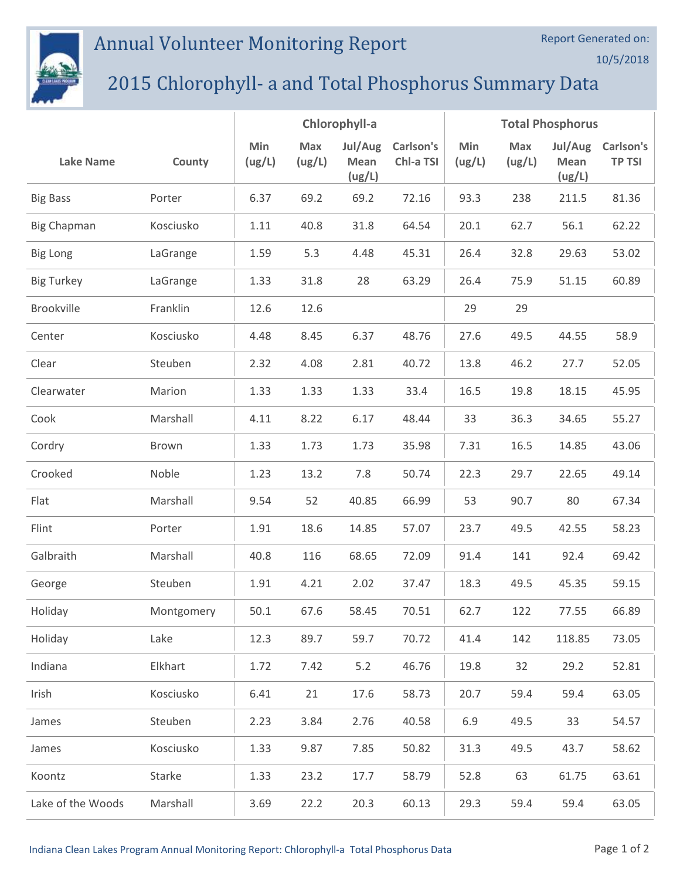# Annual Volunteer Monitoring Report

Report Generated on: 10/5/2018

## 2015 Chlorophyll- a and Total Phosphorus Summary Data

| Lake Name | County | Chlorophyll-a | | | | Total Phosphorus | | | |
|---|---|---|---|---|---|---|---|---|---|
| | | Min (ug/L) | Max (ug/L) | Jul/Aug Mean (ug/L) | Carlson's Chl-a TSI | Min (ug/L) | Max (ug/L) | Jul/Aug Mean (ug/L) | Carlson's TP TSI |
| Big Bass | Porter | 6.37 | 69.2 | 69.2 | 72.16 | 93.3 | 238 | 211.5 | 81.36 |
| Big Chapman | Kosciusko | 1.11 | 40.8 | 31.8 | 64.54 | 20.1 | 62.7 | 56.1 | 62.22 |
| Big Long | LaGrange | 1.59 | 5.3 | 4.48 | 45.31 | 26.4 | 32.8 | 29.63 | 53.02 |
| Big Turkey | LaGrange | 1.33 | 31.8 | 28 | 63.29 | 26.4 | 75.9 | 51.15 | 60.89 |
| Brookville | Franklin | 12.6 | 12.6 | | | 29 | 29 | | |
| Center | Kosciusko | 4.48 | 8.45 | 6.37 | 48.76 | 27.6 | 49.5 | 44.55 | 58.9 |
| Clear | Steuben | 2.32 | 4.08 | 2.81 | 40.72 | 13.8 | 46.2 | 27.7 | 52.05 |
| Clearwater | Marion | 1.33 | 1.33 | 1.33 | 33.4 | 16.5 | 19.8 | 18.15 | 45.95 |
| Cook | Marshall | 4.11 | 8.22 | 6.17 | 48.44 | 33 | 36.3 | 34.65 | 55.27 |
| Cordry | Brown | 1.33 | 1.73 | 1.73 | 35.98 | 7.31 | 16.5 | 14.85 | 43.06 |
| Crooked | Noble | 1.23 | 13.2 | 7.8 | 50.74 | 22.3 | 29.7 | 22.65 | 49.14 |
| Flat | Marshall | 9.54 | 52 | 40.85 | 66.99 | 53 | 90.7 | 80 | 67.34 |
| Flint | Porter | 1.91 | 18.6 | 14.85 | 57.07 | 23.7 | 49.5 | 42.55 | 58.23 |
| Galbraith | Marshall | 40.8 | 116 | 68.65 | 72.09 | 91.4 | 141 | 92.4 | 69.42 |
| George | Steuben | 1.91 | 4.21 | 2.02 | 37.47 | 18.3 | 49.5 | 45.35 | 59.15 |
| Holiday | Montgomery | 50.1 | 67.6 | 58.45 | 70.51 | 62.7 | 122 | 77.55 | 66.89 |
| Holiday | Lake | 12.3 | 89.7 | 59.7 | 70.72 | 41.4 | 142 | 118.85 | 73.05 |
| Indiana | Elkhart | 1.72 | 7.42 | 5.2 | 46.76 | 19.8 | 32 | 29.2 | 52.81 |
| Irish | Kosciusko | 6.41 | 21 | 17.6 | 58.73 | 20.7 | 59.4 | 59.4 | 63.05 |
| James | Steuben | 2.23 | 3.84 | 2.76 | 40.58 | 6.9 | 49.5 | 33 | 54.57 |
| James | Kosciusko | 1.33 | 9.87 | 7.85 | 50.82 | 31.3 | 49.5 | 43.7 | 58.62 |
| Koontz | Starke | 1.33 | 23.2 | 17.7 | 58.79 | 52.8 | 63 | 61.75 | 63.61 |
| Lake of the Woods | Marshall | 3.69 | 22.2 | 20.3 | 60.13 | 29.3 | 59.4 | 59.4 | 63.05 |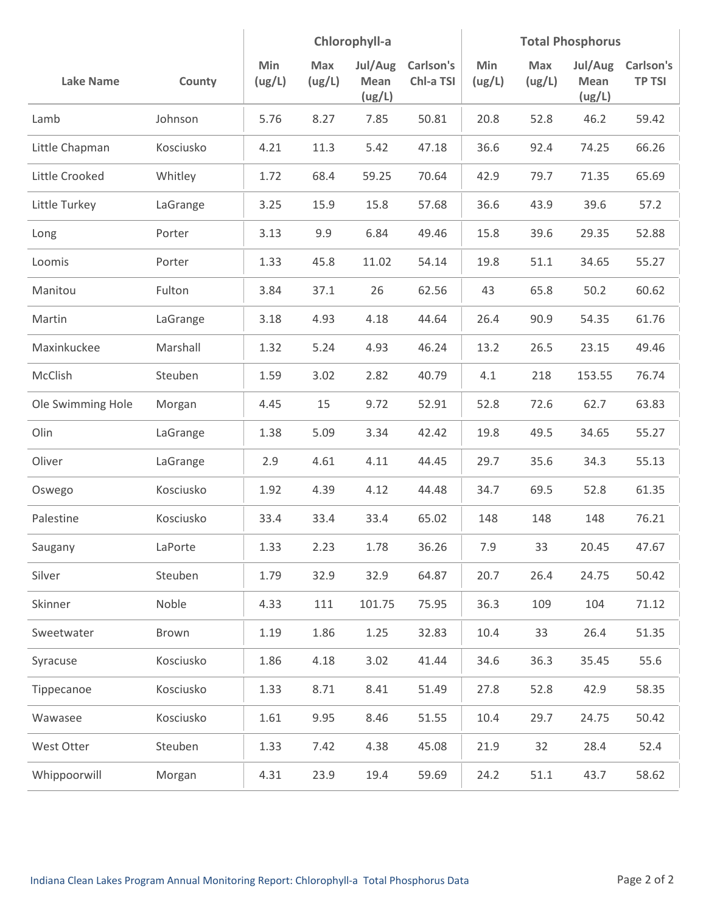| Lake Name | County | Chlorophyll-a | | | | Total Phosphorus | | | |
|---|---|---|---|---|---|---|---|---|---|
| | | Min (ug/L) | Max (ug/L) | Jul/Aug Mean (ug/L) | Carlson's Chl-a TSI | Min (ug/L) | Max (ug/L) | Jul/Aug Mean (ug/L) | Carlson's TP TSI |
| Lamb | Johnson | 5.76 | 8.27 | 7.85 | 50.81 | 20.8 | 52.8 | 46.2 | 59.42 |
| Little Chapman | Kosciusko | 4.21 | 11.3 | 5.42 | 47.18 | 36.6 | 92.4 | 74.25 | 66.26 |
| Little Crooked | Whitley | 1.72 | 68.4 | 59.25 | 70.64 | 42.9 | 79.7 | 71.35 | 65.69 |
| Little Turkey | LaGrange | 3.25 | 15.9 | 15.8 | 57.68 | 36.6 | 43.9 | 39.6 | 57.2 |
| Long | Porter | 3.13 | 9.9 | 6.84 | 49.46 | 15.8 | 39.6 | 29.35 | 52.88 |
| Loomis | Porter | 1.33 | 45.8 | 11.02 | 54.14 | 19.8 | 51.1 | 34.65 | 55.27 |
| Manitou | Fulton | 3.84 | 37.1 | 26 | 62.56 | 43 | 65.8 | 50.2 | 60.62 |
| Martin | LaGrange | 3.18 | 4.93 | 4.18 | 44.64 | 26.4 | 90.9 | 54.35 | 61.76 |
| Maxinkuckee | Marshall | 1.32 | 5.24 | 4.93 | 46.24 | 13.2 | 26.5 | 23.15 | 49.46 |
| McClish | Steuben | 1.59 | 3.02 | 2.82 | 40.79 | 4.1 | 218 | 153.55 | 76.74 |
| Ole Swimming Hole | Morgan | 4.45 | 15 | 9.72 | 52.91 | 52.8 | 72.6 | 62.7 | 63.83 |
| Olin | LaGrange | 1.38 | 5.09 | 3.34 | 42.42 | 19.8 | 49.5 | 34.65 | 55.27 |
| Oliver | LaGrange | 2.9 | 4.61 | 4.11 | 44.45 | 29.7 | 35.6 | 34.3 | 55.13 |
| Oswego | Kosciusko | 1.92 | 4.39 | 4.12 | 44.48 | 34.7 | 69.5 | 52.8 | 61.35 |
| Palestine | Kosciusko | 33.4 | 33.4 | 33.4 | 65.02 | 148 | 148 | 148 | 76.21 |
| Saugany | LaPorte | 1.33 | 2.23 | 1.78 | 36.26 | 7.9 | 33 | 20.45 | 47.67 |
| Silver | Steuben | 1.79 | 32.9 | 32.9 | 64.87 | 20.7 | 26.4 | 24.75 | 50.42 |
| Skinner | Noble | 4.33 | 111 | 101.75 | 75.95 | 36.3 | 109 | 104 | 71.12 |
| Sweetwater | Brown | 1.19 | 1.86 | 1.25 | 32.83 | 10.4 | 33 | 26.4 | 51.35 |
| Syracuse | Kosciusko | 1.86 | 4.18 | 3.02 | 41.44 | 34.6 | 36.3 | 35.45 | 55.6 |
| Tippecanoe | Kosciusko | 1.33 | 8.71 | 8.41 | 51.49 | 27.8 | 52.8 | 42.9 | 58.35 |
| Wawasee | Kosciusko | 1.61 | 9.95 | 8.46 | 51.55 | 10.4 | 29.7 | 24.75 | 50.42 |
| West Otter | Steuben | 1.33 | 7.42 | 4.38 | 45.08 | 21.9 | 32 | 28.4 | 52.4 |
| Whippoorwill | Morgan | 4.31 | 23.9 | 19.4 | 59.69 | 24.2 | 51.1 | 43.7 | 58.62 |